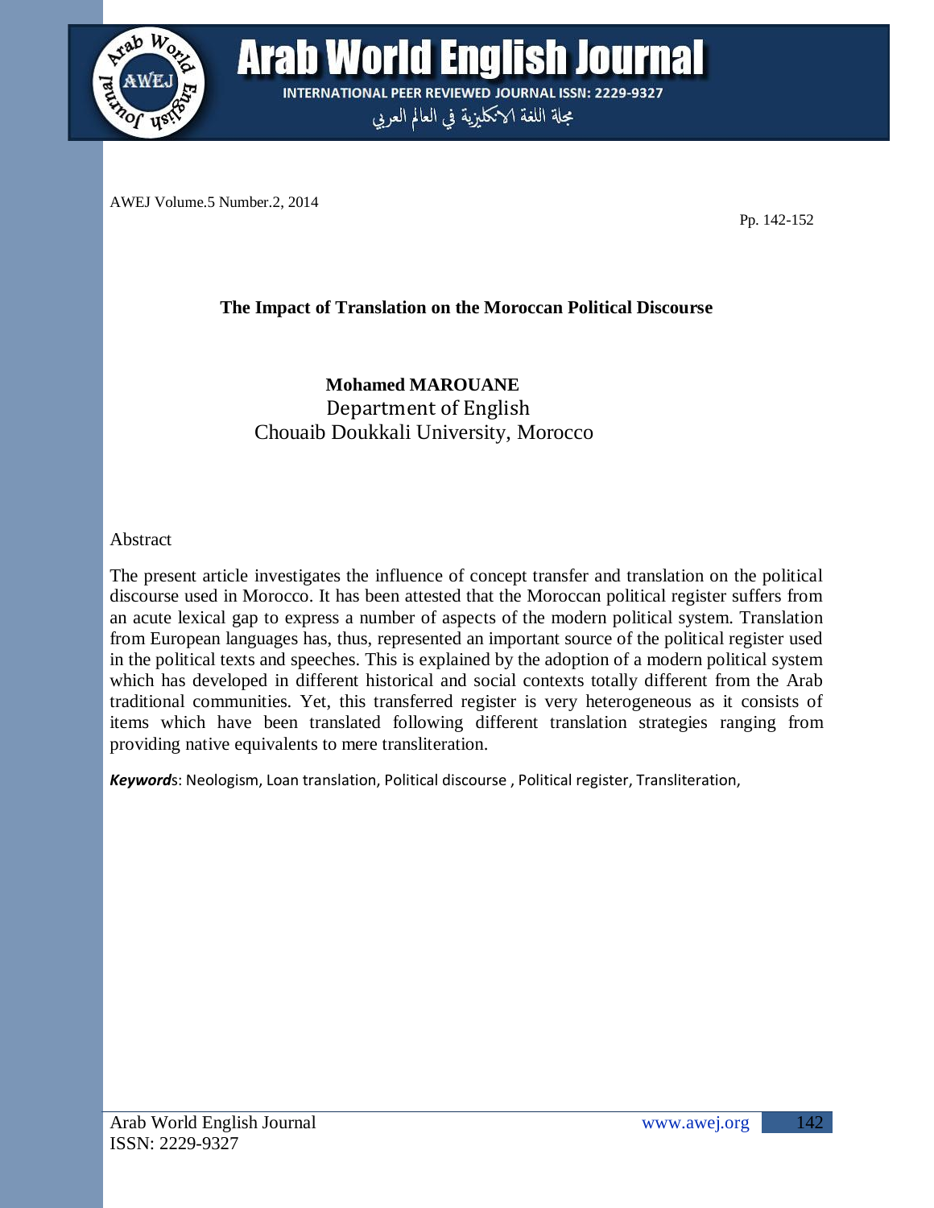# The Impact of Translation on the Moroccan Political Discourse

**Mohamed MAROUANE**
Department of English
Chouaib Doukkali University, Morocco

## Abstract

The present article investigates the influence of concept transfer and translation on the political discourse used in Morocco. It has been attested that the Moroccan political register suffers from an acute lexical gap to express a number of aspects of the modern political system. Translation from European languages has, thus, represented an important source of the political register used in the political texts and speeches. This is explained by the adoption of a modern political system which has developed in different historical and social contexts totally different from the Arab traditional communities. Yet, this transferred register is very heterogeneous as it consists of items which have been translated following different translation strategies ranging from providing native equivalents to mere transliteration.

***Keywords***: Neologism, Loan translation, Political discourse , Political register, Transliteration,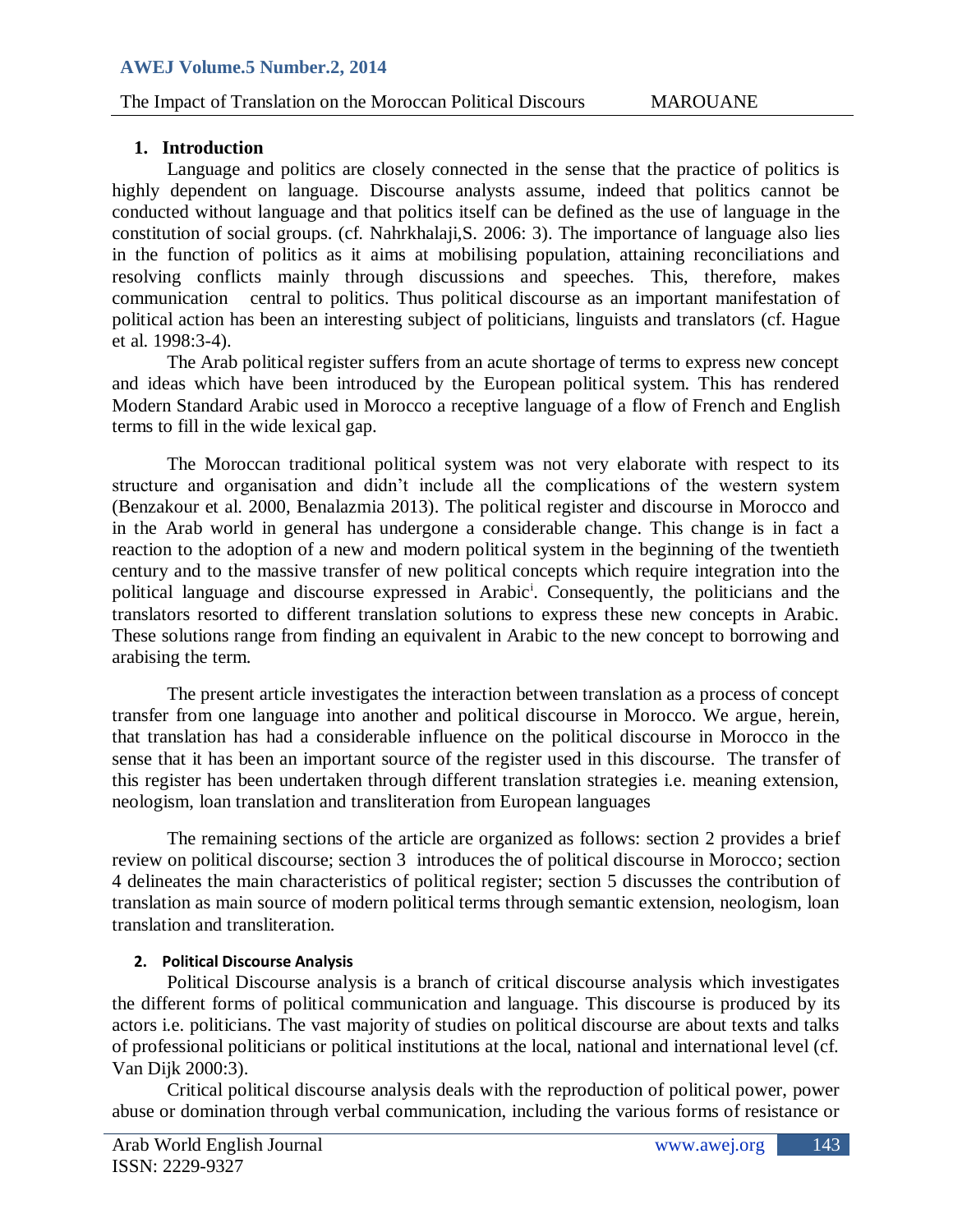## 1. Introduction

Language and politics are closely connected in the sense that the practice of politics is highly dependent on language. Discourse analysts assume, indeed that politics cannot be conducted without language and that politics itself can be defined as the use of language in the constitution of social groups. (cf. Nahrkhalaji,S. 2006: 3). The importance of language also lies in the function of politics as it aims at mobilising population, attaining reconciliations and resolving conflicts mainly through discussions and speeches. This, therefore, makes communication central to politics. Thus political discourse as an important manifestation of political action has been an interesting subject of politicians, linguists and translators (cf. Hague et al. 1998:3-4).

The Arab political register suffers from an acute shortage of terms to express new concept and ideas which have been introduced by the European political system. This has rendered Modern Standard Arabic used in Morocco a receptive language of a flow of French and English terms to fill in the wide lexical gap.

The Moroccan traditional political system was not very elaborate with respect to its structure and organisation and didn't include all the complications of the western system (Benzakour et al. 2000, Benalazmia 2013). The political register and discourse in Morocco and in the Arab world in general has undergone a considerable change. This change is in fact a reaction to the adoption of a new and modern political system in the beginning of the twentieth century and to the massive transfer of new political concepts which require integration into the political language and discourse expressed in Arabic[i]. Consequently, the politicians and the translators resorted to different translation solutions to express these new concepts in Arabic. These solutions range from finding an equivalent in Arabic to the new concept to borrowing and arabising the term.

The present article investigates the interaction between translation as a process of concept transfer from one language into another and political discourse in Morocco. We argue, herein, that translation has had a considerable influence on the political discourse in Morocco in the sense that it has been an important source of the register used in this discourse. The transfer of this register has been undertaken through different translation strategies i.e. meaning extension, neologism, loan translation and transliteration from European languages

The remaining sections of the article are organized as follows: section 2 provides a brief review on political discourse; section 3 introduces the of political discourse in Morocco; section 4 delineates the main characteristics of political register; section 5 discusses the contribution of translation as main source of modern political terms through semantic extension, neologism, loan translation and transliteration.

## 2. Political Discourse Analysis

Political Discourse analysis is a branch of critical discourse analysis which investigates the different forms of political communication and language. This discourse is produced by its actors i.e. politicians. The vast majority of studies on political discourse are about texts and talks of professional politicians or political institutions at the local, national and international level (cf. Van Dijk 2000:3).

Critical political discourse analysis deals with the reproduction of political power, power abuse or domination through verbal communication, including the various forms of resistance or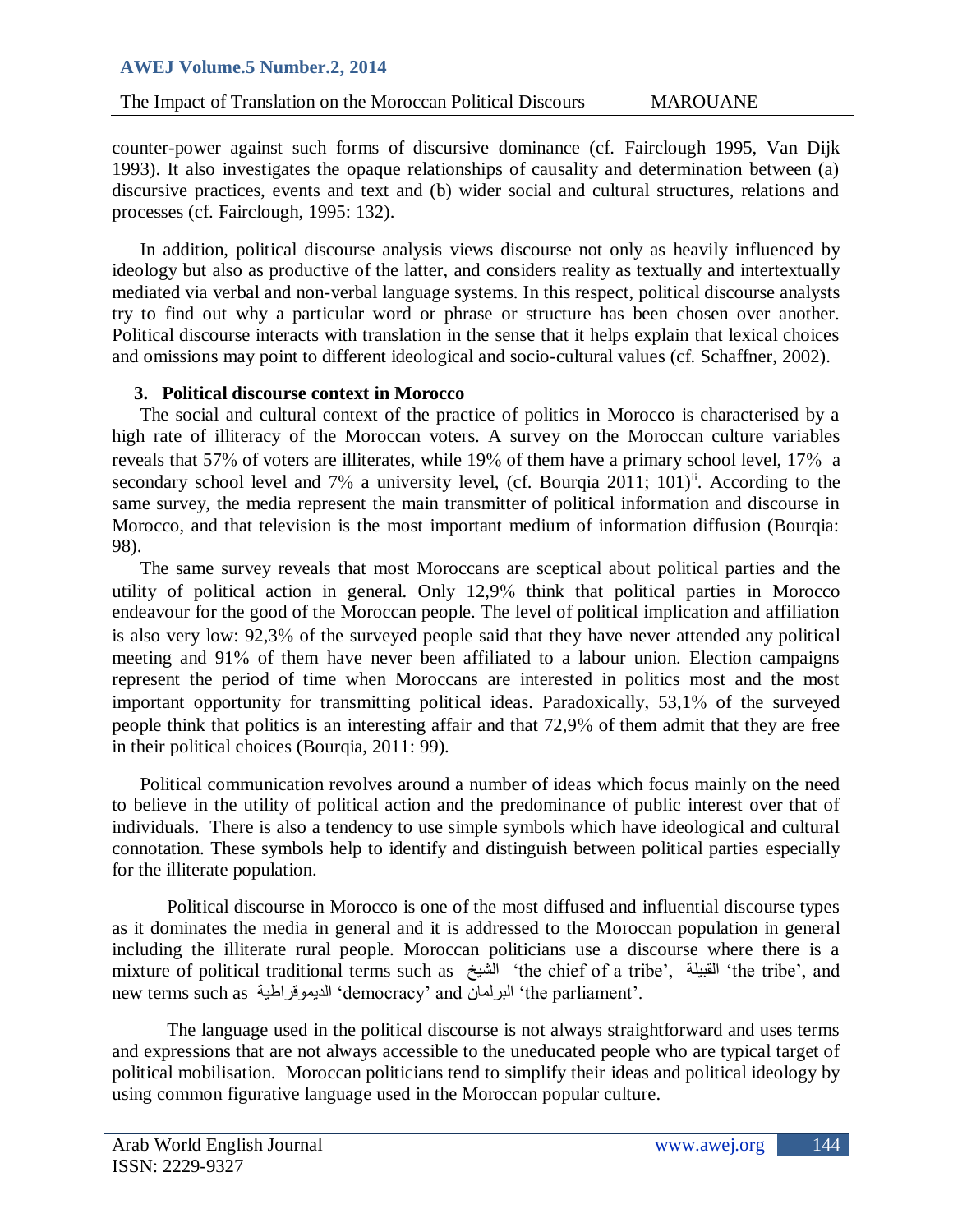counter-power against such forms of discursive dominance (cf. Fairclough 1995, Van Dijk 1993). It also investigates the opaque relationships of causality and determination between (a) discursive practices, events and text and (b) wider social and cultural structures, relations and processes (cf. Fairclough, 1995: 132).

In addition, political discourse analysis views discourse not only as heavily influenced by ideology but also as productive of the latter, and considers reality as textually and intertextually mediated via verbal and non-verbal language systems. In this respect, political discourse analysts try to find out why a particular word or phrase or structure has been chosen over another. Political discourse interacts with translation in the sense that it helps explain that lexical choices and omissions may point to different ideological and socio-cultural values (cf. Schaffner, 2002).

## 3. Political discourse context in Morocco

The social and cultural context of the practice of politics in Morocco is characterised by a high rate of illiteracy of the Moroccan voters. A survey on the Moroccan culture variables reveals that 57% of voters are illiterates, while 19% of them have a primary school level, 17% a secondary school level and 7% a university level, (cf. Bourqia 2011; 101)[ii]. According to the same survey, the media represent the main transmitter of political information and discourse in Morocco, and that television is the most important medium of information diffusion (Bourqia: 98).

The same survey reveals that most Moroccans are sceptical about political parties and the utility of political action in general. Only 12,9% think that political parties in Morocco endeavour for the good of the Moroccan people. The level of political implication and affiliation is also very low: 92,3% of the surveyed people said that they have never attended any political meeting and 91% of them have never been affiliated to a labour union. Election campaigns represent the period of time when Moroccans are interested in politics most and the most important opportunity for transmitting political ideas. Paradoxically, 53,1% of the surveyed people think that politics is an interesting affair and that 72,9% of them admit that they are free in their political choices (Bourqia, 2011: 99).

Political communication revolves around a number of ideas which focus mainly on the need to believe in the utility of political action and the predominance of public interest over that of individuals. There is also a tendency to use simple symbols which have ideological and cultural connotation. These symbols help to identify and distinguish between political parties especially for the illiterate population.

Political discourse in Morocco is one of the most diffused and influential discourse types as it dominates the media in general and it is addressed to the Moroccan population in general including the illiterate rural people. Moroccan politicians use a discourse where there is a mixture of political traditional terms such as الشيخ 'the chief of a tribe', القبيلة 'the tribe', and new terms such as الديموقراطية 'democracy' and البرلمان 'the parliament'.

The language used in the political discourse is not always straightforward and uses terms and expressions that are not always accessible to the uneducated people who are typical target of political mobilisation. Moroccan politicians tend to simplify their ideas and political ideology by using common figurative language used in the Moroccan popular culture.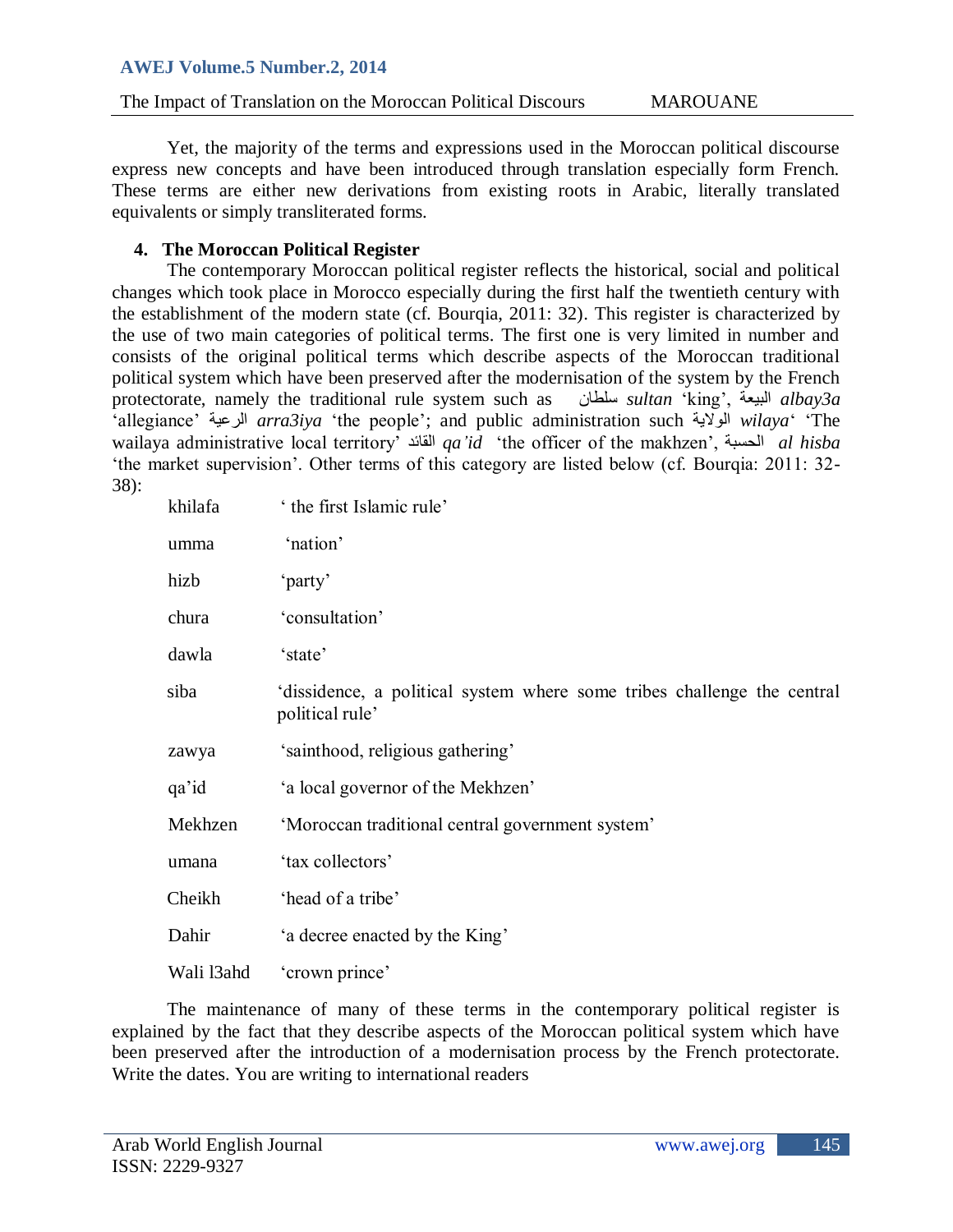Yet, the majority of the terms and expressions used in the Moroccan political discourse express new concepts and have been introduced through translation especially form French. These terms are either new derivations from existing roots in Arabic, literally translated equivalents or simply transliterated forms.

## 4. The Moroccan Political Register

The contemporary Moroccan political register reflects the historical, social and political changes which took place in Morocco especially during the first half the twentieth century with the establishment of the modern state (cf. Bourqia, 2011: 32). This register is characterized by the use of two main categories of political terms. The first one is very limited in number and consists of the original political terms which describe aspects of the Moroccan traditional political system which have been preserved after the modernisation of the system by the French protectorate, namely the traditional rule system such as سلطان *sultan* ‘king’, البيعة *albay3a* ‘allegiance’ الرعية *arra3iya* ‘the people’; and public administration such الولاية *wilaya*‘ ‘The wailaya administrative local territory’ القائد *qa’id* ‘the officer of the makhzen’, الحسبة *al hisba* ‘the market supervision’. Other terms of this category are listed below (cf. Bourqia: 2011: 32-38):

| | |
|---|---|
| khilafa | ‘ the first Islamic rule’ |
| umma | ‘nation’ |
| hizb | ‘party’ |
| chura | ‘consultation’ |
| dawla | ‘state’ |
| siba | ‘dissidence, a political system where some tribes challenge the central political rule’ |
| zawya | ‘sainthood, religious gathering’ |
| qa’id | ‘a local governor of the Mekhzen’ |
| Mekhzen | ‘Moroccan traditional central government system’ |
| umana | ‘tax collectors’ |
| Cheikh | ‘head of a tribe’ |
| Dahir | ‘a decree enacted by the King’ |
| Wali l3ahd | ‘crown prince’ |

The maintenance of many of these terms in the contemporary political register is explained by the fact that they describe aspects of the Moroccan political system which have been preserved after the introduction of a modernisation process by the French protectorate. Write the dates. You are writing to international readers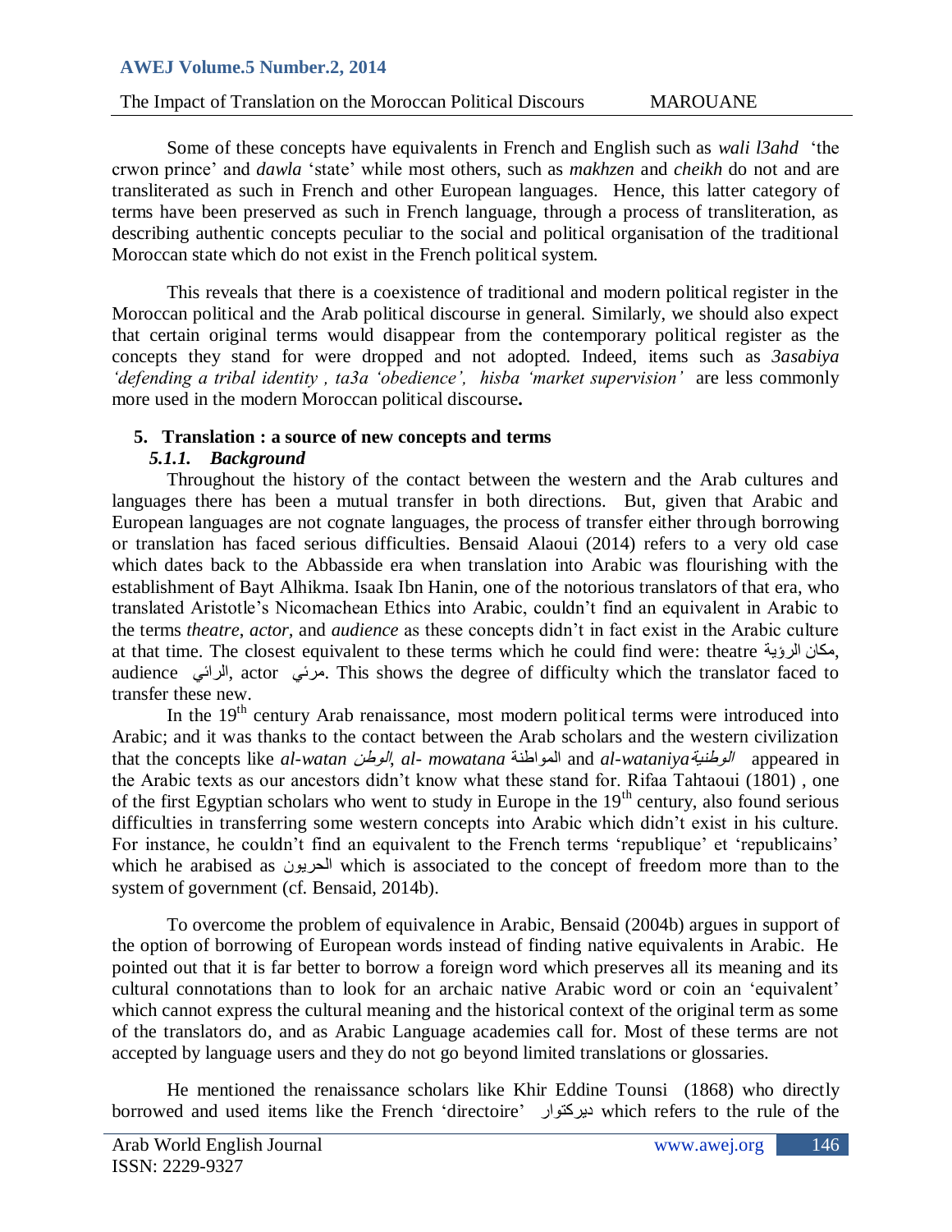Some of these concepts have equivalents in French and English such as *wali l3ahd* 'the crwon prince' and *dawla* 'state' while most others, such as *makhzen* and *cheikh* do not and are transliterated as such in French and other European languages. Hence, this latter category of terms have been preserved as such in French language, through a process of transliteration, as describing authentic concepts peculiar to the social and political organisation of the traditional Moroccan state which do not exist in the French political system.

This reveals that there is a coexistence of traditional and modern political register in the Moroccan political and the Arab political discourse in general. Similarly, we should also expect that certain original terms would disappear from the contemporary political register as the concepts they stand for were dropped and not adopted. Indeed, items such as *3asabiya 'defending a tribal identity , ta3a 'obedience', hisba 'market supervision'* are less commonly more used in the modern Moroccan political discourse**.**

## 5. Translation : a source of new concepts and terms

### *5.1.1. Background*

Throughout the history of the contact between the western and the Arab cultures and languages there has been a mutual transfer in both directions. But, given that Arabic and European languages are not cognate languages, the process of transfer either through borrowing or translation has faced serious difficulties. Bensaid Alaoui (2014) refers to a very old case which dates back to the Abbasside era when translation into Arabic was flourishing with the establishment of Bayt Alhikma. Isaak Ibn Hanin, one of the notorious translators of that era, who translated Aristotle's Nicomachean Ethics into Arabic, couldn't find an equivalent in Arabic to the terms *theatre, actor,* and *audience* as these concepts didn't in fact exist in the Arabic culture at that time. The closest equivalent to these terms which he could find were: theatre مكان الرؤية, audience الرائي, actor مرئي. This shows the degree of difficulty which the translator faced to transfer these new.

In the 19th century Arab renaissance, most modern political terms were introduced into Arabic; and it was thanks to the contact between the Arab scholars and the western civilization that the concepts like *al-watan* *الوطن*, *al- mowatana* المواطنة and *al-wataniya**الوطنية*  appeared in the Arabic texts as our ancestors didn't know what these stand for. Rifaa Tahtaoui (1801) , one of the first Egyptian scholars who went to study in Europe in the 19th century, also found serious difficulties in transferring some western concepts into Arabic which didn't exist in his culture. For instance, he couldn't find an equivalent to the French terms 'republique' et 'republicains' which he arabised as الحريون which is associated to the concept of freedom more than to the system of government (cf. Bensaid, 2014b).

To overcome the problem of equivalence in Arabic, Bensaid (2004b) argues in support of the option of borrowing of European words instead of finding native equivalents in Arabic. He pointed out that it is far better to borrow a foreign word which preserves all its meaning and its cultural connotations than to look for an archaic native Arabic word or coin an 'equivalent' which cannot express the cultural meaning and the historical context of the original term as some of the translators do, and as Arabic Language academies call for. Most of these terms are not accepted by language users and they do not go beyond limited translations or glossaries.

He mentioned the renaissance scholars like Khir Eddine Tounsi (1868) who directly borrowed and used items like the French 'directoire' ديركتوار which refers to the rule of the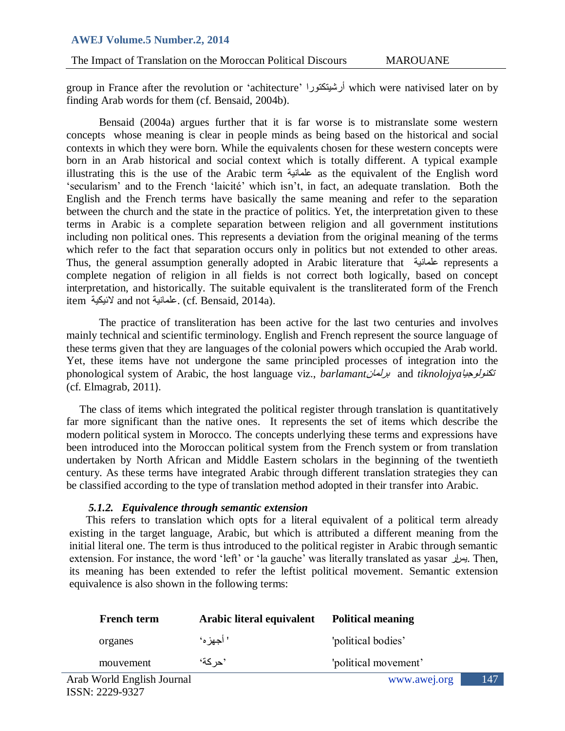group in France after the revolution or 'achitecture' أرشيتكتورا which were nativised later on by finding Arab words for them (cf. Bensaid, 2004b).

Bensaid (2004a) argues further that it is far worse is to mistranslate some western concepts whose meaning is clear in people minds as being based on the historical and social contexts in which they were born. While the equivalents chosen for these western concepts were born in an Arab historical and social context which is totally different. A typical example illustrating this is the use of the Arabic term علمانية as the equivalent of the English word 'secularism' and to the French 'laicité' which isn't, in fact, an adequate translation. Both the English and the French terms have basically the same meaning and refer to the separation between the church and the state in the practice of politics. Yet, the interpretation given to these terms in Arabic is a complete separation between religion and all government institutions including non political ones. This represents a deviation from the original meaning of the terms which refer to the fact that separation occurs only in politics but not extended to other areas. Thus, the general assumption generally adopted in Arabic literature that علمانية represents a complete negation of religion in all fields is not correct both logically, based on concept interpretation, and historically. The suitable equivalent is the transliterated form of the French item لائيكية and not علمانية. (cf. Bensaid, 2014a).

The practice of transliteration has been active for the last two centuries and involves mainly technical and scientific terminology. English and French represent the source language of these terms given that they are languages of the colonial powers which occupied the Arab world. Yet, these items have not undergone the same principled processes of integration into the phonological system of Arabic, the host language viz., *barlamant*برلمان and *tiknolojya*تكنولوجيا (cf. Elmagrab, 2011).

The class of items which integrated the political register through translation is quantitatively far more significant than the native ones. It represents the set of items which describe the modern political system in Morocco. The concepts underlying these terms and expressions have been introduced into the Moroccan political system from the French system or from translation undertaken by North African and Middle Eastern scholars in the beginning of the twentieth century. As these terms have integrated Arabic through different translation strategies they can be classified according to the type of translation method adopted in their transfer into Arabic.

#### *5.1.2. Equivalence through semantic extension*

This refers to translation which opts for a literal equivalent of a political term already existing in the target language, Arabic, but which is attributed a different meaning from the initial literal one. The term is thus introduced to the political register in Arabic through semantic extension. For instance, the word 'left' or 'la gauche' was literally translated as yasar يسار. Then, its meaning has been extended to refer the leftist political movement. Semantic extension equivalence is also shown in the following terms:

| French term | Arabic literal equivalent | Political meaning |
|---|---|---|
| organes | ' أجهزه' | 'political bodies' |
| mouvement | 'حركة' | 'political movement' |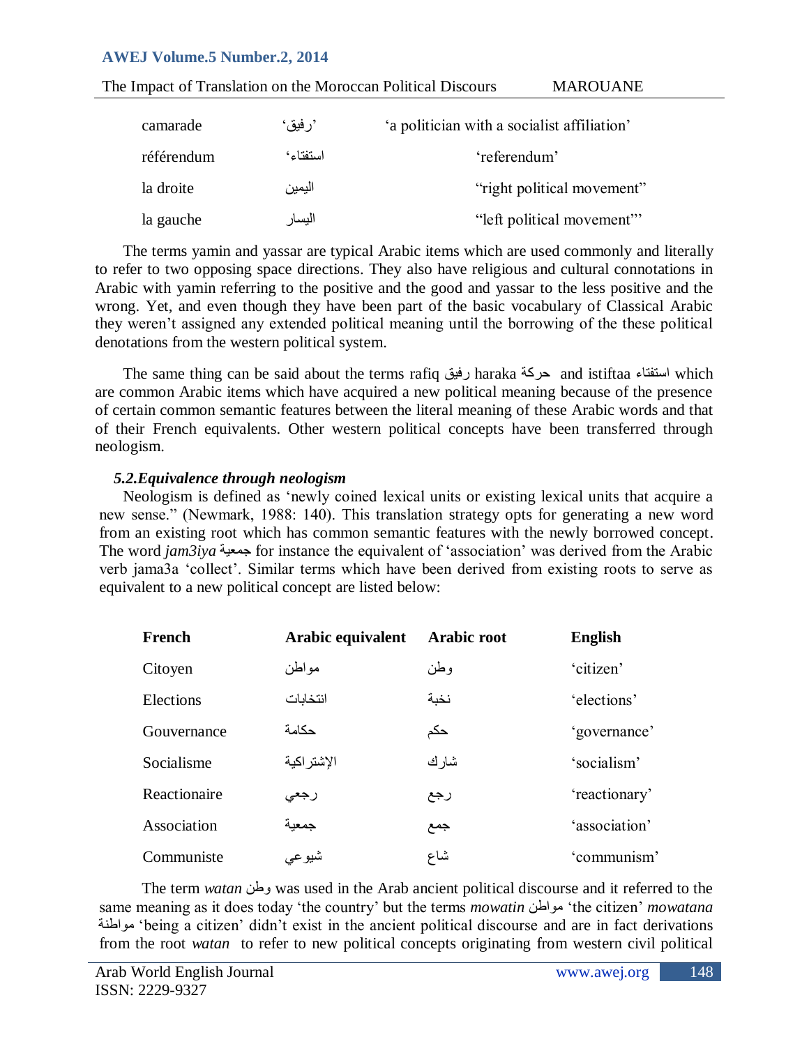| | | |
|---|---|---|
| camarade | 'رفيق' | 'a politician with a socialist affiliation' |
| référendum | 'استفتاء' | 'referendum' |
| la droite | اليمين | "right political movement" |
| la gauche | اليسار | "left political movement"' |

The terms yamin and yassar are typical Arabic items which are used commonly and literally to refer to two opposing space directions. They also have religious and cultural connotations in Arabic with yamin referring to the positive and the good and yassar to the less positive and the wrong. Yet, and even though they have been part of the basic vocabulary of Classical Arabic they weren't assigned any extended political meaning until the borrowing of the these political denotations from the western political system.

The same thing can be said about the terms rafiq رفيق haraka حركة and istiftaa استفتاء which are common Arabic items which have acquired a new political meaning because of the presence of certain common semantic features between the literal meaning of these Arabic words and that of their French equivalents. Other western political concepts have been transferred through neologism.

### *5.2.Equivalence through neologism*

Neologism is defined as 'newly coined lexical units or existing lexical units that acquire a new sense." (Newmark, 1988: 140). This translation strategy opts for generating a new word from an existing root which has common semantic features with the newly borrowed concept. The word *jam3iya* جمعية for instance the equivalent of 'association' was derived from the Arabic verb jama3a 'collect'. Similar terms which have been derived from existing roots to serve as equivalent to a new political concept are listed below:

| French | Arabic equivalent | Arabic root | English |
|---|---|---|---|
| Citoyen | مواطن | وطن | 'citizen' |
| Elections | انتخابات | نخبة | 'elections' |
| Gouvernance | حكامة | حكم | 'governance' |
| Socialisme | الإشتراكية | شارك | 'socialism' |
| Reactionaire | رجعي | رجع | 'reactionary' |
| Association | جمعية | جمع | 'association' |
| Communiste | شيوعي | شاع | 'communism' |

The term *watan* وطن was used in the Arab ancient political discourse and it referred to the same meaning as it does today 'the country' but the terms *mowatin* مواطن 'the citizen' *mowatana* مواطنة 'being a citizen' didn't exist in the ancient political discourse and are in fact derivations from the root *watan* to refer to new political concepts originating from western civil political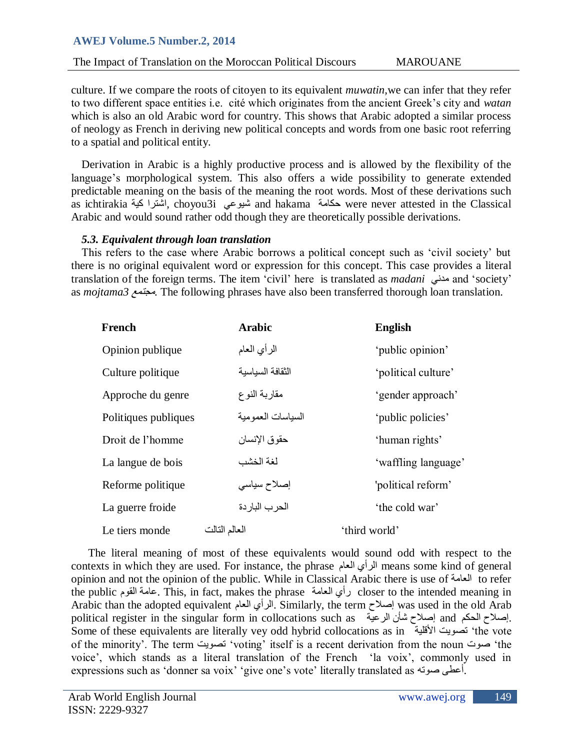culture. If we compare the roots of citoyen to its equivalent *muwatin*,we can infer that they refer to two different space entities i.e. cité which originates from the ancient Greek's city and *watan* which is also an old Arabic word for country. This shows that Arabic adopted a similar process of neology as French in deriving new political concepts and words from one basic root referring to a spatial and political entity.

Derivation in Arabic is a highly productive process and is allowed by the flexibility of the language's morphological system. This also offers a wide possibility to generate extended predictable meaning on the basis of the meaning the root words. Most of these derivations such as ichtirakia اشترا كية, choyou3i شيوعي and hakama حكامة were never attested in the Classical Arabic and would sound rather odd though they are theoretically possible derivations.

### *5.3. Equivalent through loan translation*

This refers to the case where Arabic borrows a political concept such as 'civil society' but there is no original equivalent word or expression for this concept. This case provides a literal translation of the foreign terms. The item 'civil' here is translated as *madani* مدني and 'society' as *mojtama3* مجتمع. The following phrases have also been transferred thorough loan translation.

| French | Arabic | English |
|---|---|---|
| Opinion publique | الرأي العام | 'public opinion' |
| Culture politique | الثقافة السياسية | 'political culture' |
| Approche du genre | مقاربة النوع | 'gender approach' |
| Politiques publiques | السياسات العمومية | 'public policies' |
| Droit de l'homme | حقوق الإنسان | 'human rights' |
| La langue de bois | لغة الخشب | 'waffling language' |
| Reforme politique | إصلاح سياسي | 'political reform' |
| La guerre froide | الحرب الباردة | 'the cold war' |
| Le tiers monde | العالم التالت | 'third world' |

The literal meaning of most of these equivalents would sound odd with respect to the contexts in which they are used. For instance, the phrase الرأي العام means some kind of general opinion and not the opinion of the public. While in Classical Arabic there is use of العامة to refer the public عامة القوم. This, in fact, makes the phrase رأي العامة closer to the intended meaning in Arabic than the adopted equivalent الرأي العام. Similarly, the term إصلاح was used in the old Arab political register in the singular form in collocations such as إصلاح شأن الرعية and إصلاح الحكم. Some of these equivalents are literally vey odd hybrid collocations as in تصويت الأقلية 'the vote of the minority'. The term تصويت 'voting' itself is a recent derivation from the noun صوت 'the voice', which stands as a literal translation of the French 'la voix', commonly used in expressions such as 'donner sa voix' 'give one's vote' literally translated as أعطى صوته.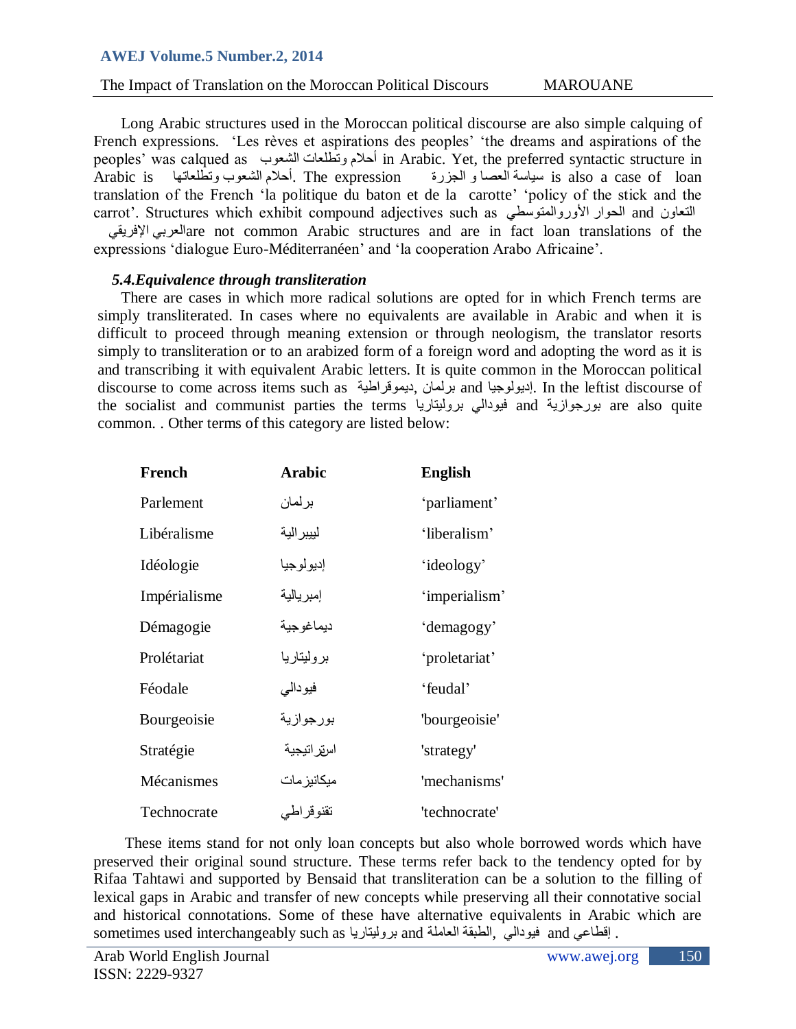Long Arabic structures used in the Moroccan political discourse are also simple calquing of French expressions. 'Les rèves et aspirations des peoples' 'the dreams and aspirations of the peoples' was calqued as أحلام وتطلعات الشعوب in Arabic. Yet, the preferred syntactic structure in Arabic is أحلام الشعوب وتطلعاتها. The expression سياسة العصا و الجزرة is also a case of loan translation of the French 'la politique du baton et de la carotte' 'policy of the stick and the carrot'. Structures which exhibit compound adjectives such as الحوار الأوروالمتوسطي and التعاون العربي الإفريقي are not common Arabic structures and are in fact loan translations of the expressions 'dialogue Euro-Méditerranéen' and 'la cooperation Arabo Africaine'.

### *5.4.Equivalence through transliteration*

There are cases in which more radical solutions are opted for in which French terms are simply transliterated. In cases where no equivalents are available in Arabic and when it is difficult to proceed through meaning extension or through neologism, the translator resorts simply to transliteration or to an arabized form of a foreign word and adopting the word as it is and transcribing it with equivalent Arabic letters. It is quite common in the Moroccan political discourse to come across items such as ديموقراطية, برلمان and إديولوجيا. In the leftist discourse of the socialist and communist parties the terms فيودالي بروليتاريا and بورجوازية are also quite common. . Other terms of this category are listed below:

| **French** | **Arabic** | **English** |
|---|---|---|
| Parlement | برلمان | 'parliament' |
| Libéralisme | ليبيرالية | 'liberalism' |
| Idéologie | إديولوجيا | 'ideology' |
| Impérialisme | إمبريالية | 'imperialism' |
| Démagogie | ديماغوجية | 'demagogy' |
| Prolétariat | بروليتاريا | 'proletariat' |
| Féodale | فيودالي | 'feudal' |
| Bourgeoisie | بورجوازية | 'bourgeoisie' |
| Stratégie | استراتيجية | 'strategy' |
| Mécanismes | ميكانيزمات | 'mechanisms' |
| Technocrate | تقنوقراطي | 'technocrate' |

These items stand for not only loan concepts but also whole borrowed words which have preserved their original sound structure. These terms refer back to the tendency opted for by Rifaa Tahtawi and supported by Bensaid that transliteration can be a solution to the filling of lexical gaps in Arabic and transfer of new concepts while preserving all their connotative social and historical connotations. Some of these have alternative equivalents in Arabic which are sometimes used interchangeably such as بروليتاريا and الطبقة العاملة, فيودالي and إقطاعي .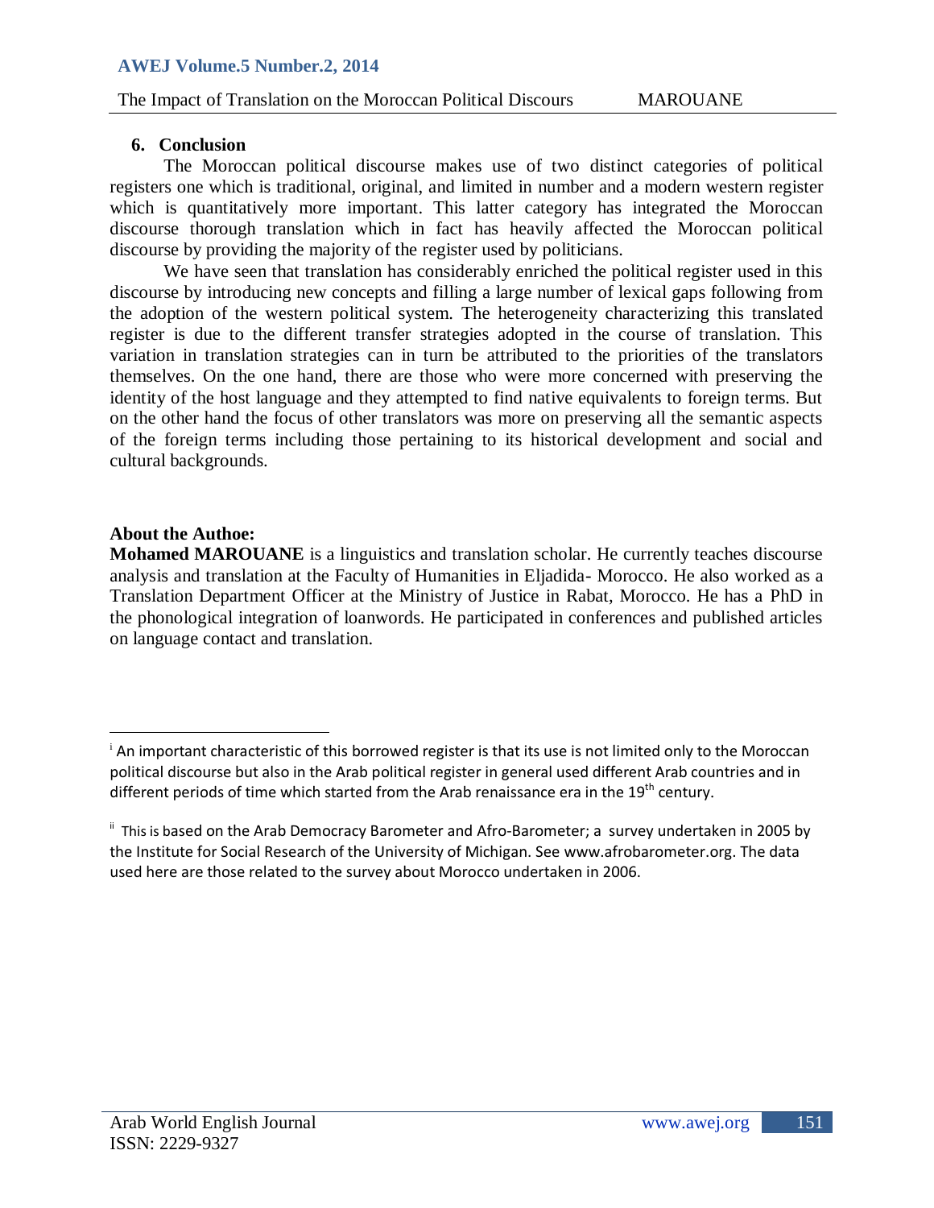## 6. Conclusion

The Moroccan political discourse makes use of two distinct categories of political registers one which is traditional, original, and limited in number and a modern western register which is quantitatively more important. This latter category has integrated the Moroccan discourse thorough translation which in fact has heavily affected the Moroccan political discourse by providing the majority of the register used by politicians.

We have seen that translation has considerably enriched the political register used in this discourse by introducing new concepts and filling a large number of lexical gaps following from the adoption of the western political system. The heterogeneity characterizing this translated register is due to the different transfer strategies adopted in the course of translation. This variation in translation strategies can in turn be attributed to the priorities of the translators themselves. On the one hand, there are those who were more concerned with preserving the identity of the host language and they attempted to find native equivalents to foreign terms. But on the other hand the focus of other translators was more on preserving all the semantic aspects of the foreign terms including those pertaining to its historical development and social and cultural backgrounds.

**About the Authoe:**

**Mohamed MAROUANE** is a linguistics and translation scholar. He currently teaches discourse analysis and translation at the Faculty of Humanities in Eljadida- Morocco. He also worked as a Translation Department Officer at the Ministry of Justice in Rabat, Morocco. He has a PhD in the phonological integration of loanwords. He participated in conferences and published articles on language contact and translation.

---

[i] An important characteristic of this borrowed register is that its use is not limited only to the Moroccan political discourse but also in the Arab political register in general used different Arab countries and in different periods of time which started from the Arab renaissance era in the 19th century.

[ii] This is based on the Arab Democracy Barometer and Afro-Barometer; a survey undertaken in 2005 by the Institute for Social Research of the University of Michigan. See www.afrobarometer.org. The data used here are those related to the survey about Morocco undertaken in 2006.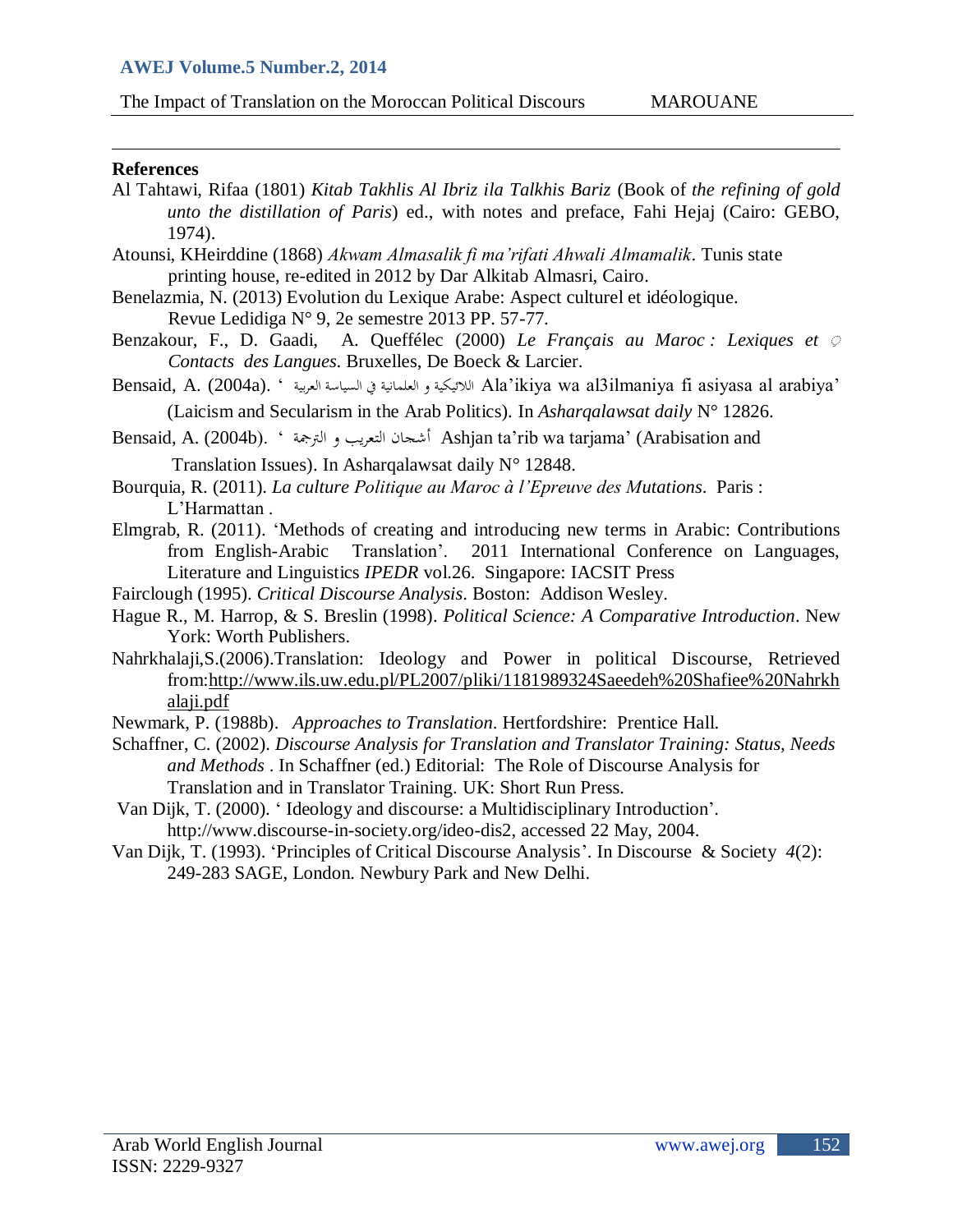**References**

Al Tahtawi, Rifaa (1801) *Kitab Takhlis Al Ibriz ila Talkhis Bariz* (Book of *the refining of gold unto the distillation of Paris*) ed., with notes and preface, Fahi Hejaj (Cairo: GEBO, 1974).

Atounsi, KHeirddine (1868) *Akwam Almasalik fi ma'rifati Ahwali Almamalik*. Tunis state printing house, re-edited in 2012 by Dar Alkitab Almasri, Cairo.

Benelazmia, N. (2013) Evolution du Lexique Arabe: Aspect culturel et idéologique. Revue Ledidiga N° 9, 2e semestre 2013 PP. 57-77.

Benzakour, F., D. Gaadi, A. Queffélec (2000) *Le Français au Maroc : Lexiques et Contacts des Langues.* Bruxelles, De Boeck & Larcier.

Bensaid, A. (2004a). ' اللائيكية و العلمانية في السياسة العربية Ala'ikiya wa al3ilmaniya fi asiyasa al arabiya' (Laicism and Secularism in the Arab Politics). In *Asharqalawsat daily* N° 12826.

Bensaid, A. (2004b). ' أشجان التعريب و الترجمة Ashjan ta'rib wa tarjama' (Arabisation and Translation Issues). In Asharqalawsat daily N° 12848.

Bourquia, R. (2011). *La culture Politique au Maroc à l'Epreuve des Mutations*. Paris : L'Harmattan .

Elmgrab, R. (2011). 'Methods of creating and introducing new terms in Arabic: Contributions from English-Arabic Translation'. 2011 International Conference on Languages, Literature and Linguistics *IPEDR* vol.26. Singapore: IACSIT Press

Fairclough (1995). *Critical Discourse Analysis*. Boston: Addison Wesley.

Hague R., M. Harrop, & S. Breslin (1998). *Political Science: A Comparative Introduction*. New York: Worth Publishers.

Nahrkhalaji,S.(2006).Translation: Ideology and Power in political Discourse, Retrieved from:http://www.ils.uw.edu.pl/PL2007/pliki/1181989324Saeedeh%20Shafiee%20Nahrkhalaji.pdf

Newmark, P. (1988b). *Approaches to Translation*. Hertfordshire: Prentice Hall.

Schaffner, C. (2002). *Discourse Analysis for Translation and Translator Training: Status, Needs and Methods* . In Schaffner (ed.) Editorial: The Role of Discourse Analysis for Translation and in Translator Training. UK: Short Run Press.

Van Dijk, T. (2000). ' Ideology and discourse: a Multidisciplinary Introduction'. http://www.discourse-in-society.org/ideo-dis2, accessed 22 May, 2004.

Van Dijk, T. (1993). 'Principles of Critical Discourse Analysis'. In Discourse & Society *4*(2): 249-283 SAGE, London. Newbury Park and New Delhi.